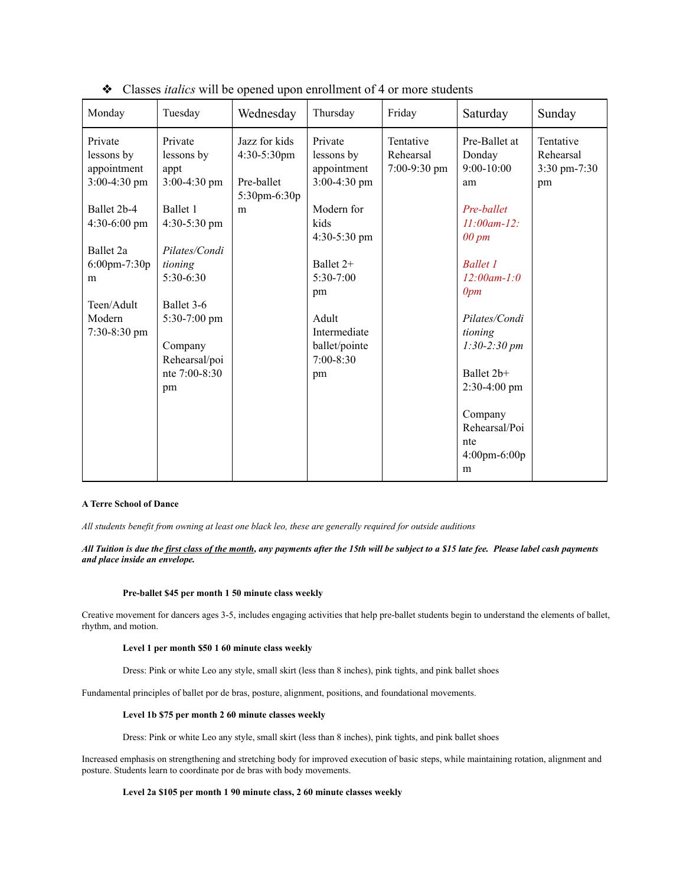- Classes *italics* will be opened upon enrollment of 4 or more students

| Monday | Tuesday | Wednesday | Thursday | Friday | Saturday | Sunday |
|---|---|---|---|---|---|---|
| Private lessons by appointment 3:00-4:30 pm<br><br>Ballet 2b-4 4:30-6:00 pm<br><br>Ballet 2a 6:00pm-7:30pm<br><br>Teen/Adult Modern 7:30-8:30 pm | Private lessons by appt 3:00-4:30 pm<br><br>Ballet 1 4:30-5:30 pm<br><br>*Pilates/Conditioning 5:30-6:30*<br><br>Ballet 3-6 5:30-7:00 pm<br><br>Company Rehearsal/pointe 7:00-8:30 pm | Jazz for kids 4:30-5:30pm<br><br>Pre-ballet 5:30pm-6:30pm | Private lessons by appointment 3:00-4:30 pm<br><br>Modern for kids 4:30-5:30 pm<br><br>Ballet 2+ 5:30-7:00 pm<br><br>Adult Intermediate ballet/pointe 7:00-8:30 pm | Tentative Rehearsal 7:00-9:30 pm | Pre-Ballet at Donday 9:00-10:00 am<br><br>*Pre-ballet 11:00am-12:00 pm*<br><br>*Ballet 1 12:00am-1:00pm*<br><br>*Pilates/Conditioning 1:30-2:30 pm*<br><br>Ballet 2b+ 2:30-4:00 pm<br><br>Company Rehearsal/Pointe 4:00pm-6:00pm | Tentative Rehearsal 3:30 pm-7:30 pm |

**A Terre School of Dance**

*All students benefit from owning at least one black leo, these are generally required for outside auditions*

***All Tuition is due the first class of the month, any payments after the 15th will be subject to a $15 late fee. Please label cash payments and place inside an envelope.***

**Pre-ballet $45 per month 1 50 minute class weekly**

Creative movement for dancers ages 3-5, includes engaging activities that help pre-ballet students begin to understand the elements of ballet, rhythm, and motion.

**Level 1 per month $50 1 60 minute class weekly**

Dress: Pink or white Leo any style, small skirt (less than 8 inches), pink tights, and pink ballet shoes

Fundamental principles of ballet por de bras, posture, alignment, positions, and foundational movements.

**Level 1b $75 per month 2 60 minute classes weekly**

Dress: Pink or white Leo any style, small skirt (less than 8 inches), pink tights, and pink ballet shoes

Increased emphasis on strengthening and stretching body for improved execution of basic steps, while maintaining rotation, alignment and posture. Students learn to coordinate por de bras with body movements.

**Level 2a $105 per month 1 90 minute class, 2 60 minute classes weekly**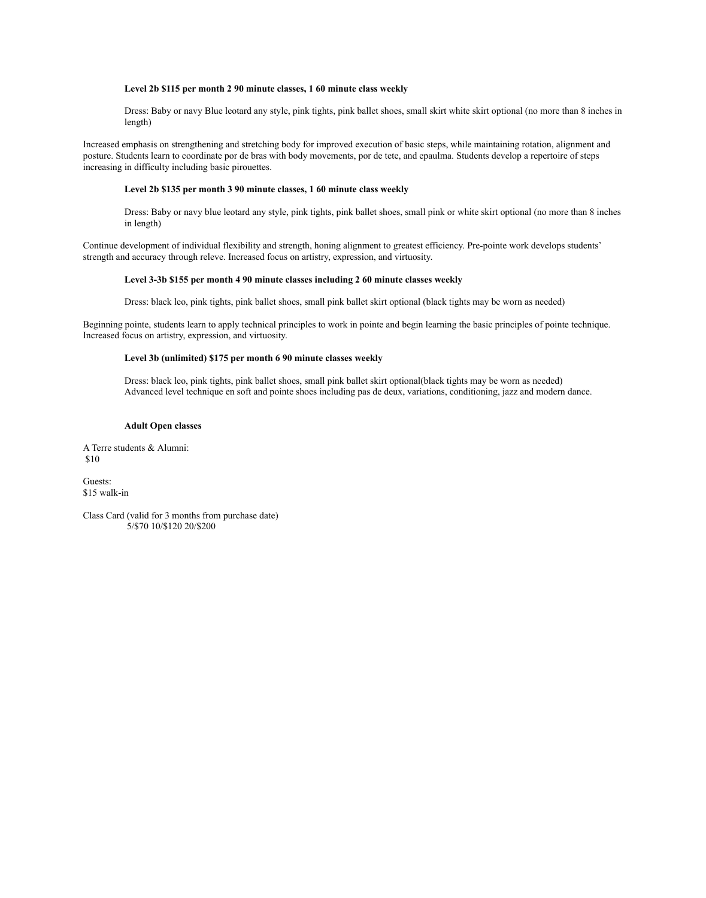**Level 2b $115 per month 2 90 minute classes, 1 60 minute class weekly**

Dress: Baby or navy Blue leotard any style, pink tights, pink ballet shoes, small skirt white skirt optional (no more than 8 inches in length)

Increased emphasis on strengthening and stretching body for improved execution of basic steps, while maintaining rotation, alignment and posture. Students learn to coordinate por de bras with body movements, por de tete, and epaulma. Students develop a repertoire of steps increasing in difficulty including basic pirouettes.

**Level 2b $135 per month 3 90 minute classes, 1 60 minute class weekly**

Dress: Baby or navy blue leotard any style, pink tights, pink ballet shoes, small pink or white skirt optional (no more than 8 inches in length)

Continue development of individual flexibility and strength, honing alignment to greatest efficiency. Pre-pointe work develops students' strength and accuracy through releve. Increased focus on artistry, expression, and virtuosity.

**Level 3-3b $155 per month 4 90 minute classes including 2 60 minute classes weekly**

Dress: black leo, pink tights, pink ballet shoes, small pink ballet skirt optional (black tights may be worn as needed)

Beginning pointe, students learn to apply technical principles to work in pointe and begin learning the basic principles of pointe technique. Increased focus on artistry, expression, and virtuosity.

**Level 3b (unlimited) $175 per month 6 90 minute classes weekly**

Dress: black leo, pink tights, pink ballet shoes, small pink ballet skirt optional(black tights may be worn as needed)
Advanced level technique en soft and pointe shoes including pas de deux, variations, conditioning, jazz and modern dance.

**Adult Open classes**

A Terre students & Alumni:
$10

Guests:
$15 walk-in

Class Card (valid for 3 months from purchase date)
5/$70 10/$120 20/$200